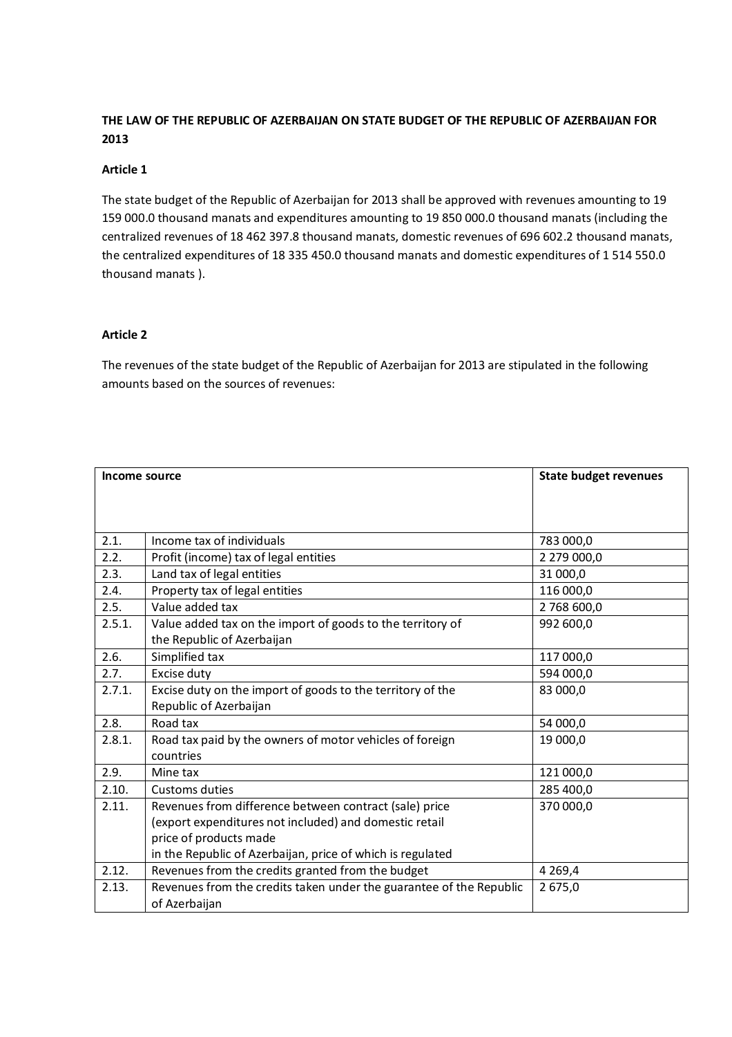**THE LAW OF THE REPUBLIC OF AZERBAIJAN ON STATE BUDGET OF THE REPUBLIC OF AZERBAIJAN FOR 2013**

**Article 1**

The state budget of the Republic of Azerbaijan for 2013 shall be approved with revenues amounting to 19 159 000.0 thousand manats and expenditures amounting to 19 850 000.0 thousand manats (including the centralized revenues of 18 462 397.8 thousand manats, domestic revenues of 696 602.2 thousand manats, the centralized expenditures of 18 335 450.0 thousand manats and domestic expenditures of 1 514 550.0 thousand manats ).

**Article 2**

The revenues of the state budget of the Republic of Azerbaijan for 2013 are stipulated in the following amounts based on the sources of revenues:

| Income source | | State budget revenues |
|---|---|---|
| 2.1. | Income tax of individuals | 783 000,0 |
| 2.2. | Profit (income) tax of legal entities | 2 279 000,0 |
| 2.3. | Land tax of legal entities | 31 000,0 |
| 2.4. | Property tax of legal entities | 116 000,0 |
| 2.5. | Value added tax | 2 768 600,0 |
| 2.5.1. | Value added tax on the import of goods to the territory of the Republic of Azerbaijan | 992 600,0 |
| 2.6. | Simplified tax | 117 000,0 |
| 2.7. | Excise duty | 594 000,0 |
| 2.7.1. | Excise duty on the import of goods to the territory of the Republic of Azerbaijan | 83 000,0 |
| 2.8. | Road tax | 54 000,0 |
| 2.8.1. | Road tax paid by the owners of motor vehicles of foreign countries | 19 000,0 |
| 2.9. | Mine tax | 121 000,0 |
| 2.10. | Customs duties | 285 400,0 |
| 2.11. | Revenues from difference between contract (sale) price (export expenditures not included) and domestic retail price of products made in the Republic of Azerbaijan, price of which is regulated | 370 000,0 |
| 2.12. | Revenues from the credits granted from the budget | 4 269,4 |
| 2.13. | Revenues from the credits taken under the guarantee of the Republic of Azerbaijan | 2 675,0 |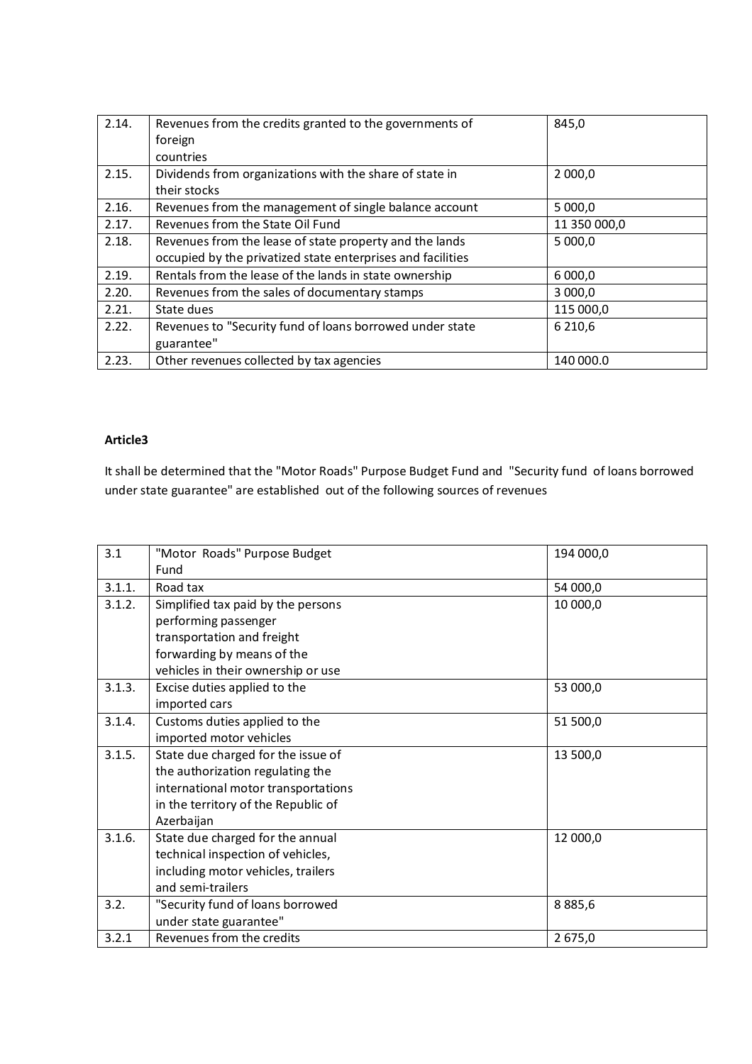| 2.14. | Revenues from the credits granted to the governments of foreign countries | 845,0 |
|---|---|---|
| 2.15. | Dividends from organizations with the share of state in their stocks | 2 000,0 |
| 2.16. | Revenues from the management of single balance account | 5 000,0 |
| 2.17. | Revenues from the State Oil Fund | 11 350 000,0 |
| 2.18. | Revenues from the lease of state property and the lands occupied by the privatized state enterprises and facilities | 5 000,0 |
| 2.19. | Rentals from the lease of the lands in state ownership | 6 000,0 |
| 2.20. | Revenues from the sales of documentary stamps | 3 000,0 |
| 2.21. | State dues | 115 000,0 |
| 2.22. | Revenues to "Security fund of loans borrowed under state guarantee" | 6 210,6 |
| 2.23. | Other revenues collected by tax agencies | 140 000.0 |

**Article3**

It shall be determined that the "Motor Roads" Purpose Budget Fund and "Security fund of loans borrowed under state guarantee" are established out of the following sources of revenues

| 3.1 | "Motor Roads" Purpose Budget Fund | 194 000,0 |
|---|---|---|
| 3.1.1. | Road tax | 54 000,0 |
| 3.1.2. | Simplified tax paid by the persons performing passenger transportation and freight forwarding by means of the vehicles in their ownership or use | 10 000,0 |
| 3.1.3. | Excise duties applied to the imported cars | 53 000,0 |
| 3.1.4. | Customs duties applied to the imported motor vehicles | 51 500,0 |
| 3.1.5. | State due charged for the issue of the authorization regulating the international motor transportations in the territory of the Republic of Azerbaijan | 13 500,0 |
| 3.1.6. | State due charged for the annual technical inspection of vehicles, including motor vehicles, trailers and semi-trailers | 12 000,0 |
| 3.2. | "Security fund of loans borrowed under state guarantee" | 8 885,6 |
| 3.2.1 | Revenues from the credits | 2 675,0 |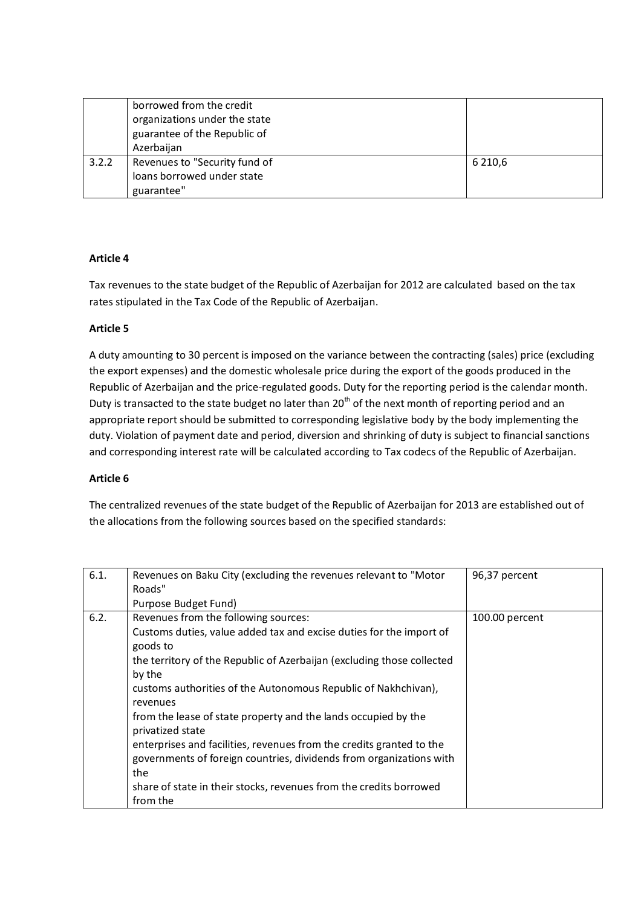|  |  |  |
| --- | --- | --- |
|  | borrowed from the credit organizations under the state guarantee of the Republic of Azerbaijan |  |
| 3.2.2 | Revenues to "Security fund of loans borrowed under state guarantee" | 6 210,6 |

**Article 4**

Tax revenues to the state budget of the Republic of Azerbaijan for 2012 are calculated based on the tax rates stipulated in the Tax Code of the Republic of Azerbaijan.

**Article 5**

A duty amounting to 30 percent is imposed on the variance between the contracting (sales) price (excluding the export expenses) and the domestic wholesale price during the export of the goods produced in the Republic of Azerbaijan and the price-regulated goods. Duty for the reporting period is the calendar month. Duty is transacted to the state budget no later than 20[th] of the next month of reporting period and an appropriate report should be submitted to corresponding legislative body by the body implementing the duty. Violation of payment date and period, diversion and shrinking of duty is subject to financial sanctions and corresponding interest rate will be calculated according to Tax codecs of the Republic of Azerbaijan.

**Article 6**

The centralized revenues of the state budget of the Republic of Azerbaijan for 2013 are established out of the allocations from the following sources based on the specified standards:

|  |  |  |
| --- | --- | --- |
| 6.1. | Revenues on Baku City (excluding the revenues relevant to "Motor Roads" Purpose Budget Fund) | 96,37 percent |
| 6.2. | Revenues from the following sources: Customs duties, value added tax and excise duties for the import of goods to the territory of the Republic of Azerbaijan (excluding those collected by the customs authorities of the Autonomous Republic of Nakhchivan), revenues from the lease of state property and the lands occupied by the privatized state enterprises and facilities, revenues from the credits granted to the governments of foreign countries, dividends from organizations with the share of state in their stocks, revenues from the credits borrowed from the | 100.00 percent |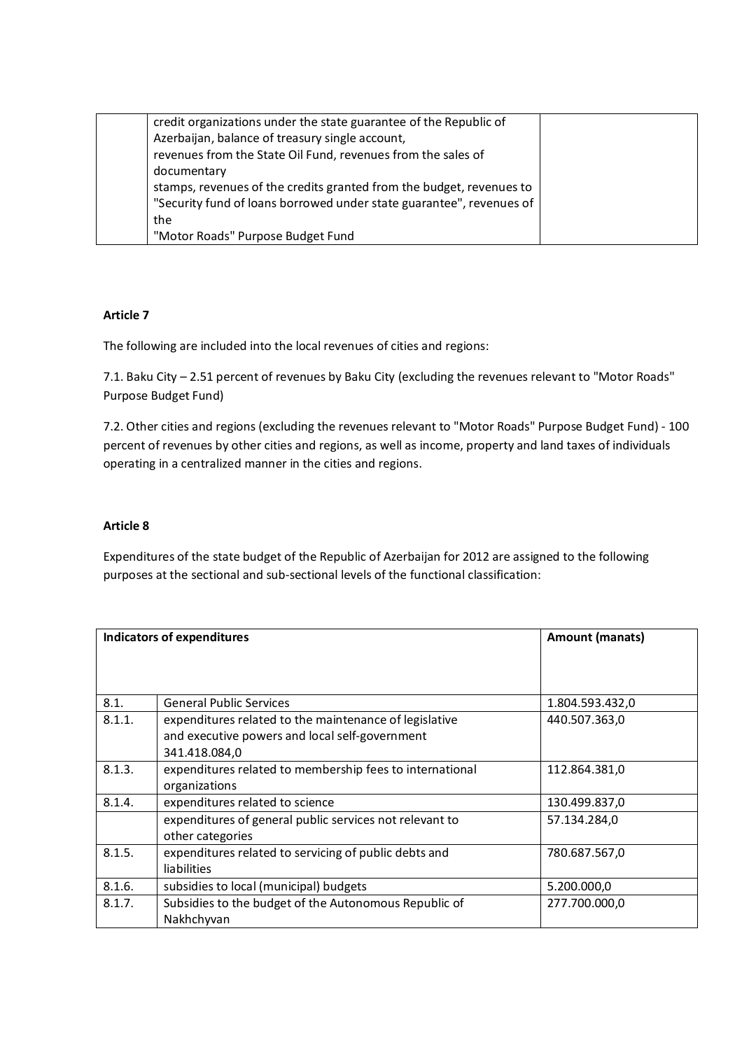| | credit organizations under the state guarantee of the Republic of Azerbaijan, balance of treasury single account, revenues from the State Oil Fund, revenues from the sales of documentary stamps, revenues of the credits granted from the budget, revenues to "Security fund of loans borrowed under state guarantee", revenues of the "Motor Roads" Purpose Budget Fund | |
|---|---|---|

**Article 7**

The following are included into the local revenues of cities and regions:

7.1. Baku City – 2.51 percent of revenues by Baku City (excluding the revenues relevant to "Motor Roads" Purpose Budget Fund)

7.2. Other cities and regions (excluding the revenues relevant to "Motor Roads" Purpose Budget Fund) - 100 percent of revenues by other cities and regions, as well as income, property and land taxes of individuals operating in a centralized manner in the cities and regions.

**Article 8**

Expenditures of the state budget of the Republic of Azerbaijan for 2012 are assigned to the following purposes at the sectional and sub-sectional levels of the functional classification:

| **Indicators of expenditures** | | **Amount (manats)** |
|---|---|---|
| 8.1. | General Public Services | 1.804.593.432,0 |
| 8.1.1. | expenditures related to the maintenance of legislative and executive powers and local self-government 341.418.084,0 | 440.507.363,0 |
| 8.1.3. | expenditures related to membership fees to international organizations | 112.864.381,0 |
| 8.1.4. | expenditures related to science | 130.499.837,0 |
| | expenditures of general public services not relevant to other categories | 57.134.284,0 |
| 8.1.5. | expenditures related to servicing of public debts and liabilities | 780.687.567,0 |
| 8.1.6. | subsidies to local (municipal) budgets | 5.200.000,0 |
| 8.1.7. | Subsidies to the budget of the Autonomous Republic of Nakhchyvan | 277.700.000,0 |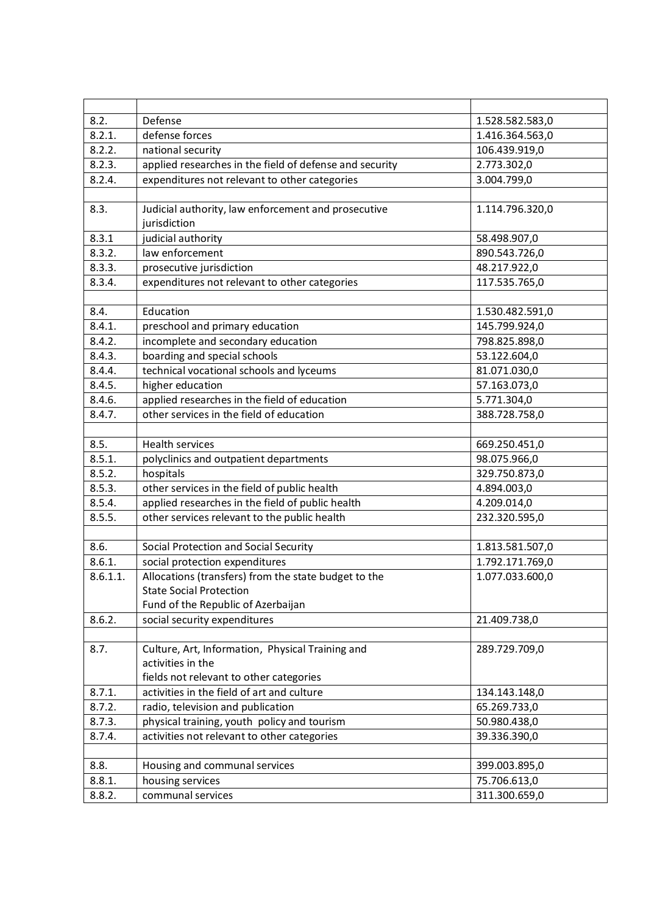| | | |
|---|---|---|
| 8.2. | Defense | 1.528.582.583,0 |
| 8.2.1. | defense forces | 1.416.364.563,0 |
| 8.2.2. | national security | 106.439.919,0 |
| 8.2.3. | applied researches in the field of defense and security | 2.773.302,0 |
| 8.2.4. | expenditures not relevant to other categories | 3.004.799,0 |
| | | |
| 8.3. | Judicial authority, law enforcement and prosecutive jurisdiction | 1.114.796.320,0 |
| 8.3.1 | judicial authority | 58.498.907,0 |
| 8.3.2. | law enforcement | 890.543.726,0 |
| 8.3.3. | prosecutive jurisdiction | 48.217.922,0 |
| 8.3.4. | expenditures not relevant to other categories | 117.535.765,0 |
| | | |
| 8.4. | Education | 1.530.482.591,0 |
| 8.4.1. | preschool and primary education | 145.799.924,0 |
| 8.4.2. | incomplete and secondary education | 798.825.898,0 |
| 8.4.3. | boarding and special schools | 53.122.604,0 |
| 8.4.4. | technical vocational schools and lyceums | 81.071.030,0 |
| 8.4.5. | higher education | 57.163.073,0 |
| 8.4.6. | applied researches in the field of education | 5.771.304,0 |
| 8.4.7. | other services in the field of education | 388.728.758,0 |
| | | |
| 8.5. | Health services | 669.250.451,0 |
| 8.5.1. | polyclinics and outpatient departments | 98.075.966,0 |
| 8.5.2. | hospitals | 329.750.873,0 |
| 8.5.3. | other services in the field of public health | 4.894.003,0 |
| 8.5.4. | applied researches in the field of public health | 4.209.014,0 |
| 8.5.5. | other services relevant to the public health | 232.320.595,0 |
| | | |
| 8.6. | Social Protection and Social Security | 1.813.581.507,0 |
| 8.6.1. | social protection expenditures | 1.792.171.769,0 |
| 8.6.1.1. | Allocations (transfers) from the state budget to the State Social Protection Fund of the Republic of Azerbaijan | 1.077.033.600,0 |
| 8.6.2. | social security expenditures | 21.409.738,0 |
| | | |
| 8.7. | Culture, Art, Information, Physical Training and activities in the fields not relevant to other categories | 289.729.709,0 |
| 8.7.1. | activities in the field of art and culture | 134.143.148,0 |
| 8.7.2. | radio, television and publication | 65.269.733,0 |
| 8.7.3. | physical training, youth policy and tourism | 50.980.438,0 |
| 8.7.4. | activities not relevant to other categories | 39.336.390,0 |
| | | |
| 8.8. | Housing and communal services | 399.003.895,0 |
| 8.8.1. | housing services | 75.706.613,0 |
| 8.8.2. | communal services | 311.300.659,0 |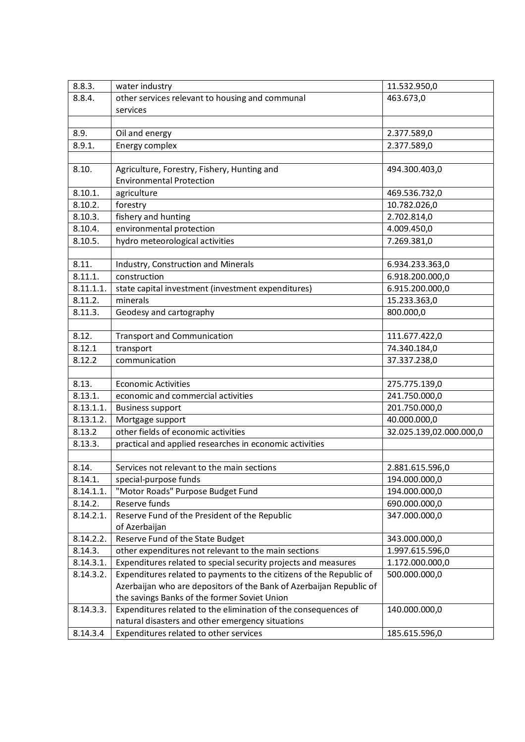| | | |
|---|---|---|
| 8.8.3. | water industry | 11.532.950,0 |
| 8.8.4. | other services relevant to housing and communal services | 463.673,0 |
| | | |
| 8.9. | Oil and energy | 2.377.589,0 |
| 8.9.1. | Energy complex | 2.377.589,0 |
| | | |
| 8.10. | Agriculture, Forestry, Fishery, Hunting and Environmental Protection | 494.300.403,0 |
| 8.10.1. | agriculture | 469.536.732,0 |
| 8.10.2. | forestry | 10.782.026,0 |
| 8.10.3. | fishery and hunting | 2.702.814,0 |
| 8.10.4. | environmental protection | 4.009.450,0 |
| 8.10.5. | hydro meteorological activities | 7.269.381,0 |
| | | |
| 8.11. | Industry, Construction and Minerals | 6.934.233.363,0 |
| 8.11.1. | construction | 6.918.200.000,0 |
| 8.11.1.1. | state capital investment (investment expenditures) | 6.915.200.000,0 |
| 8.11.2. | minerals | 15.233.363,0 |
| 8.11.3. | Geodesy and cartography | 800.000,0 |
| | | |
| 8.12. | Transport and Communication | 111.677.422,0 |
| 8.12.1 | transport | 74.340.184,0 |
| 8.12.2 | communication | 37.337.238,0 |
| | | |
| 8.13. | Economic Activities | 275.775.139,0 |
| 8.13.1. | economic and commercial activities | 241.750.000,0 |
| 8.13.1.1. | Business support | 201.750.000,0 |
| 8.13.1.2. | Mortgage support | 40.000.000,0 |
| 8.13.2 | other fields of economic activities | 32.025.139,02.000.000,0 |
| 8.13.3. | practical and applied researches in economic activities | |
| | | |
| 8.14. | Services not relevant to the main sections | 2.881.615.596,0 |
| 8.14.1. | special-purpose funds | 194.000.000,0 |
| 8.14.1.1. | "Motor Roads" Purpose Budget Fund | 194.000.000,0 |
| 8.14.2. | Reserve funds | 690.000.000,0 |
| 8.14.2.1. | Reserve Fund of the President of the Republic of Azerbaijan | 347.000.000,0 |
| 8.14.2.2. | Reserve Fund of the State Budget | 343.000.000,0 |
| 8.14.3. | other expenditures not relevant to the main sections | 1.997.615.596,0 |
| 8.14.3.1. | Expenditures related to special security projects and measures | 1.172.000.000,0 |
| 8.14.3.2. | Expenditures related to payments to the citizens of the Republic of Azerbaijan who are depositors of the Bank of Azerbaijan Republic of the savings Banks of the former Soviet Union | 500.000.000,0 |
| 8.14.3.3. | Expenditures related to the elimination of the consequences of natural disasters and other emergency situations | 140.000.000,0 |
| 8.14.3.4 | Expenditures related to other services | 185.615.596,0 |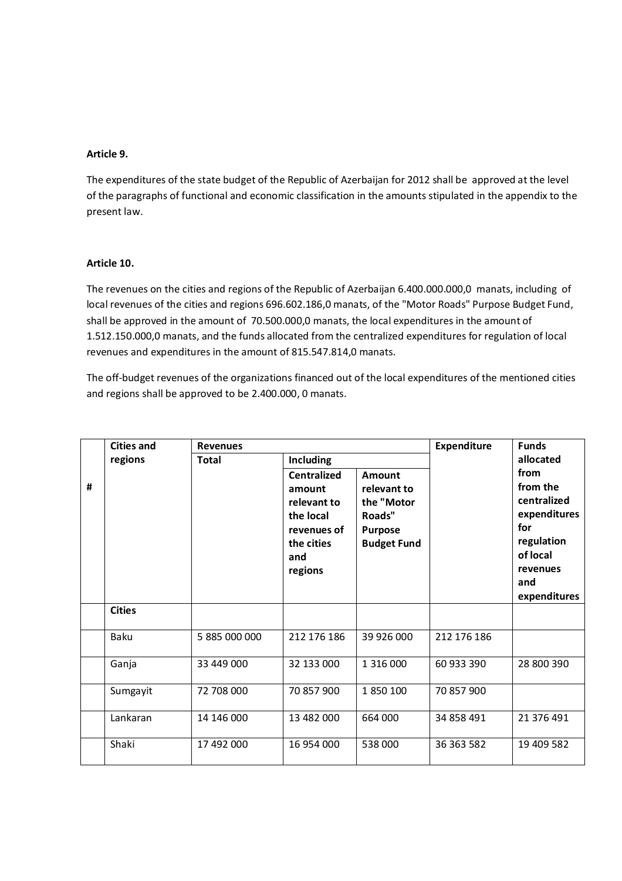**Article 9.**

The expenditures of the state budget of the Republic of Azerbaijan for 2012 shall be approved at the level of the paragraphs of functional and economic classification in the amounts stipulated in the appendix to the present law.

**Article 10.**

The revenues on the cities and regions of the Republic of Azerbaijan 6.400.000.000,0 manats, including of local revenues of the cities and regions 696.602.186,0 manats, of the "Motor Roads" Purpose Budget Fund, shall be approved in the amount of 70.500.000,0 manats, the local expenditures in the amount of 1.512.150.000,0 manats, and the funds allocated from the centralized expenditures for regulation of local revenues and expenditures in the amount of 815.547.814,0 manats.

The off-budget revenues of the organizations financed out of the local expenditures of the mentioned cities and regions shall be approved to be 2.400.000, 0 manats.

| # | Cities and regions | Revenues | | | Expenditure | Funds allocated from from the centralized expenditures for regulation of local revenues and expenditures |
|---|---|---|---|---|---|---|
| | | Total | Including | | | |
| | | | Centralized amount relevant to the local revenues of the cities and regions | Amount relevant to the "Motor Roads" Purpose Budget Fund | | |
| | **Cities** | | | | | |
| | Baku | 5 885 000 000 | 212 176 186 | 39 926 000 | 212 176 186 | |
| | Ganja | 33 449 000 | 32 133 000 | 1 316 000 | 60 933 390 | 28 800 390 |
| | Sumgayit | 72 708 000 | 70 857 900 | 1 850 100 | 70 857 900 | |
| | Lankaran | 14 146 000 | 13 482 000 | 664 000 | 34 858 491 | 21 376 491 |
| | Shaki | 17 492 000 | 16 954 000 | 538 000 | 36 363 582 | 19 409 582 |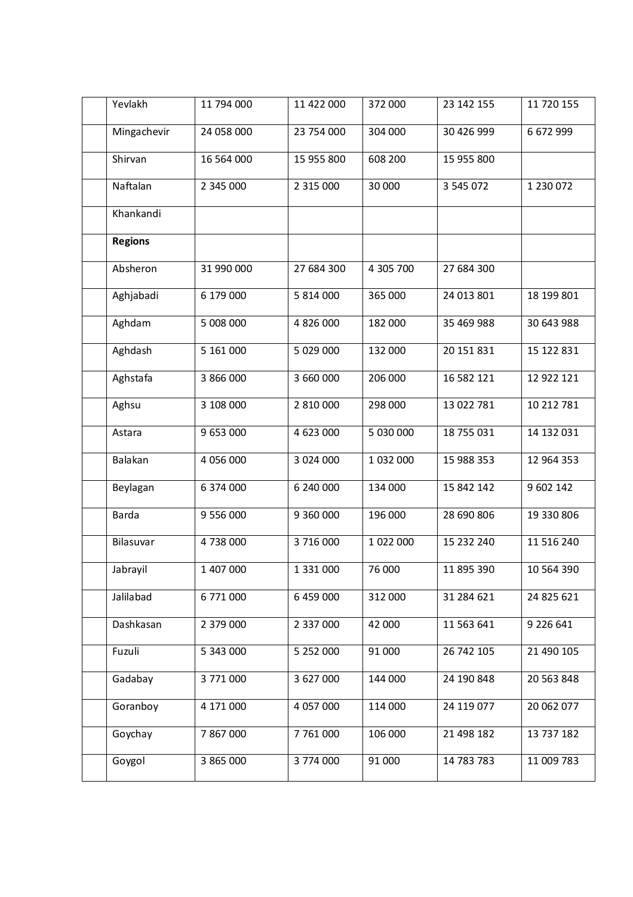| | | | | | | |
|---|---|---|---|---|---|---|
| | Yevlakh | 11 794 000 | 11 422 000 | 372 000 | 23 142 155 | 11 720 155 |
| | Mingachevir | 24 058 000 | 23 754 000 | 304 000 | 30 426 999 | 6 672 999 |
| | Shirvan | 16 564 000 | 15 955 800 | 608 200 | 15 955 800 | |
| | Naftalan | 2 345 000 | 2 315 000 | 30 000 | 3 545 072 | 1 230 072 |
| | Khankandi | | | | | |
| | **Regions** | | | | | |
| | Absheron | 31 990 000 | 27 684 300 | 4 305 700 | 27 684 300 | |
| | Aghjabadi | 6 179 000 | 5 814 000 | 365 000 | 24 013 801 | 18 199 801 |
| | Aghdam | 5 008 000 | 4 826 000 | 182 000 | 35 469 988 | 30 643 988 |
| | Aghdash | 5 161 000 | 5 029 000 | 132 000 | 20 151 831 | 15 122 831 |
| | Aghstafa | 3 866 000 | 3 660 000 | 206 000 | 16 582 121 | 12 922 121 |
| | Aghsu | 3 108 000 | 2 810 000 | 298 000 | 13 022 781 | 10 212 781 |
| | Astara | 9 653 000 | 4 623 000 | 5 030 000 | 18 755 031 | 14 132 031 |
| | Balakan | 4 056 000 | 3 024 000 | 1 032 000 | 15 988 353 | 12 964 353 |
| | Beylagan | 6 374 000 | 6 240 000 | 134 000 | 15 842 142 | 9 602 142 |
| | Barda | 9 556 000 | 9 360 000 | 196 000 | 28 690 806 | 19 330 806 |
| | Bilasuvar | 4 738 000 | 3 716 000 | 1 022 000 | 15 232 240 | 11 516 240 |
| | Jabrayil | 1 407 000 | 1 331 000 | 76 000 | 11 895 390 | 10 564 390 |
| | Jalilabad | 6 771 000 | 6 459 000 | 312 000 | 31 284 621 | 24 825 621 |
| | Dashkasan | 2 379 000 | 2 337 000 | 42 000 | 11 563 641 | 9 226 641 |
| | Fuzuli | 5 343 000 | 5 252 000 | 91 000 | 26 742 105 | 21 490 105 |
| | Gadabay | 3 771 000 | 3 627 000 | 144 000 | 24 190 848 | 20 563 848 |
| | Goranboy | 4 171 000 | 4 057 000 | 114 000 | 24 119 077 | 20 062 077 |
| | Goychay | 7 867 000 | 7 761 000 | 106 000 | 21 498 182 | 13 737 182 |
| | Goygol | 3 865 000 | 3 774 000 | 91 000 | 14 783 783 | 11 009 783 |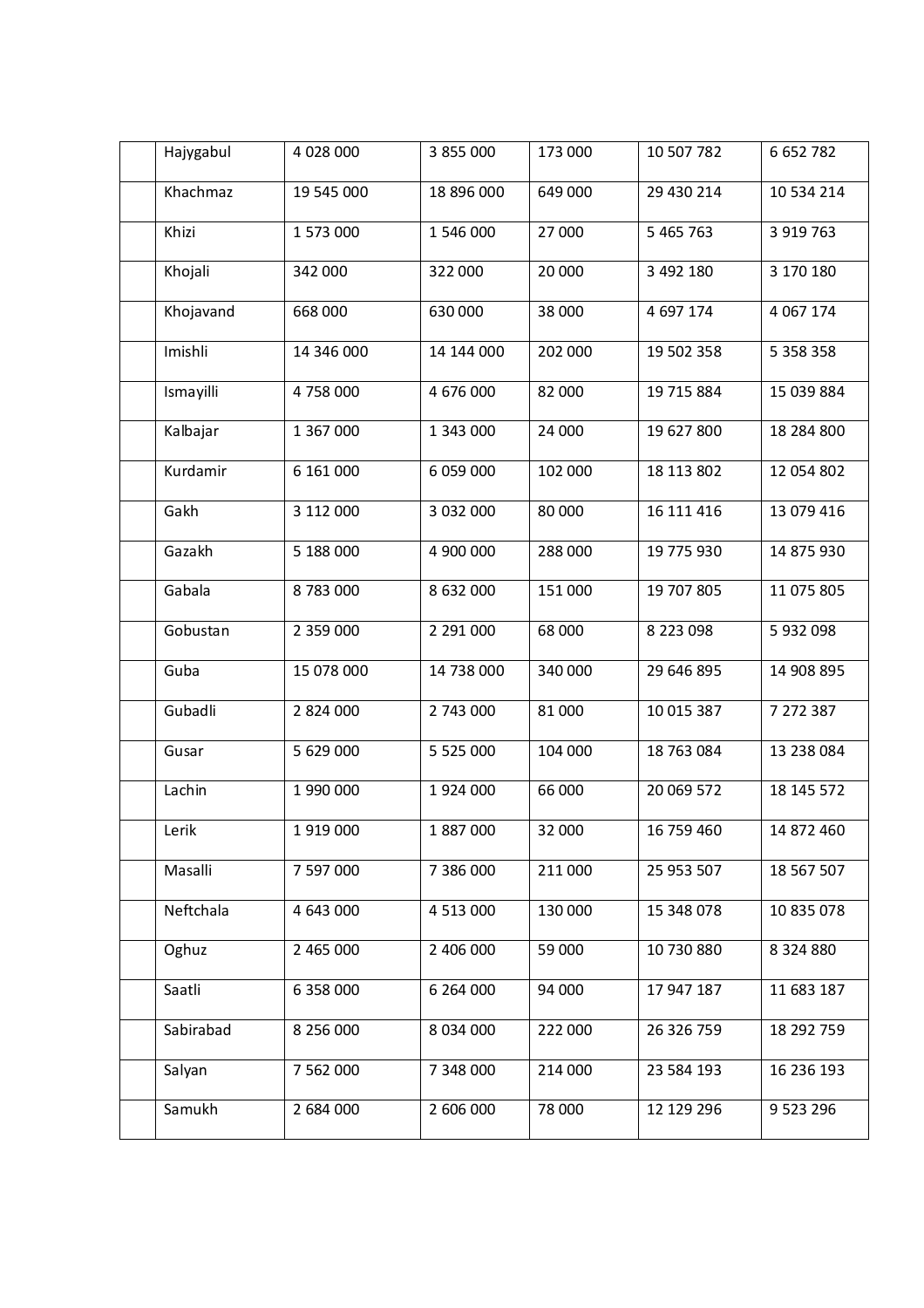| | | | | | | |
|---|---|---|---|---|---|---|
| | Hajygabul | 4 028 000 | 3 855 000 | 173 000 | 10 507 782 | 6 652 782 |
| | Khachmaz | 19 545 000 | 18 896 000 | 649 000 | 29 430 214 | 10 534 214 |
| | Khizi | 1 573 000 | 1 546 000 | 27 000 | 5 465 763 | 3 919 763 |
| | Khojali | 342 000 | 322 000 | 20 000 | 3 492 180 | 3 170 180 |
| | Khojavand | 668 000 | 630 000 | 38 000 | 4 697 174 | 4 067 174 |
| | Imishli | 14 346 000 | 14 144 000 | 202 000 | 19 502 358 | 5 358 358 |
| | Ismayilli | 4 758 000 | 4 676 000 | 82 000 | 19 715 884 | 15 039 884 |
| | Kalbajar | 1 367 000 | 1 343 000 | 24 000 | 19 627 800 | 18 284 800 |
| | Kurdamir | 6 161 000 | 6 059 000 | 102 000 | 18 113 802 | 12 054 802 |
| | Gakh | 3 112 000 | 3 032 000 | 80 000 | 16 111 416 | 13 079 416 |
| | Gazakh | 5 188 000 | 4 900 000 | 288 000 | 19 775 930 | 14 875 930 |
| | Gabala | 8 783 000 | 8 632 000 | 151 000 | 19 707 805 | 11 075 805 |
| | Gobustan | 2 359 000 | 2 291 000 | 68 000 | 8 223 098 | 5 932 098 |
| | Guba | 15 078 000 | 14 738 000 | 340 000 | 29 646 895 | 14 908 895 |
| | Gubadli | 2 824 000 | 2 743 000 | 81 000 | 10 015 387 | 7 272 387 |
| | Gusar | 5 629 000 | 5 525 000 | 104 000 | 18 763 084 | 13 238 084 |
| | Lachin | 1 990 000 | 1 924 000 | 66 000 | 20 069 572 | 18 145 572 |
| | Lerik | 1 919 000 | 1 887 000 | 32 000 | 16 759 460 | 14 872 460 |
| | Masalli | 7 597 000 | 7 386 000 | 211 000 | 25 953 507 | 18 567 507 |
| | Neftchala | 4 643 000 | 4 513 000 | 130 000 | 15 348 078 | 10 835 078 |
| | Oghuz | 2 465 000 | 2 406 000 | 59 000 | 10 730 880 | 8 324 880 |
| | Saatli | 6 358 000 | 6 264 000 | 94 000 | 17 947 187 | 11 683 187 |
| | Sabirabad | 8 256 000 | 8 034 000 | 222 000 | 26 326 759 | 18 292 759 |
| | Salyan | 7 562 000 | 7 348 000 | 214 000 | 23 584 193 | 16 236 193 |
| | Samukh | 2 684 000 | 2 606 000 | 78 000 | 12 129 296 | 9 523 296 |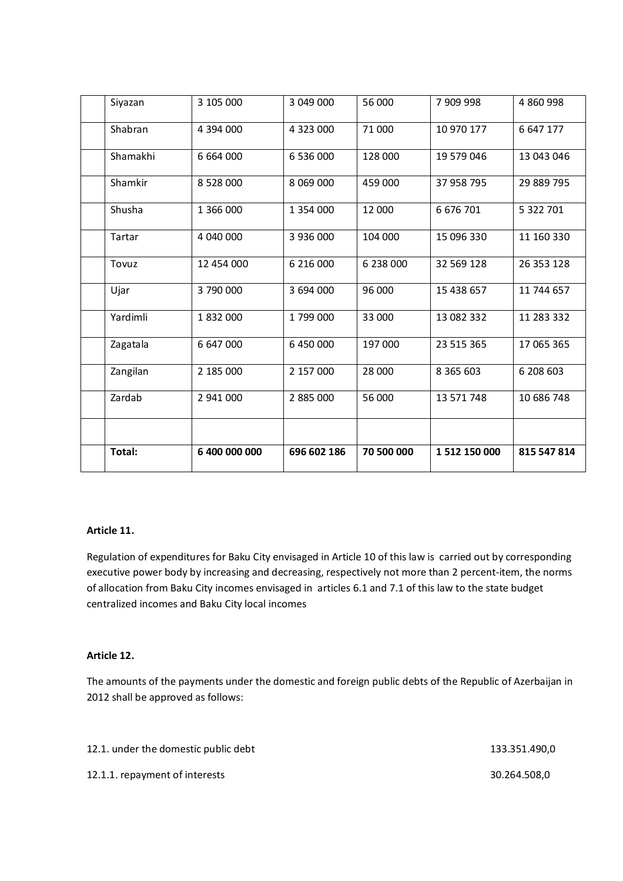| | | | | | | |
|---|---|---|---|---|---|---|
| | Siyazan | 3 105 000 | 3 049 000 | 56 000 | 7 909 998 | 4 860 998 |
| | Shabran | 4 394 000 | 4 323 000 | 71 000 | 10 970 177 | 6 647 177 |
| | Shamakhi | 6 664 000 | 6 536 000 | 128 000 | 19 579 046 | 13 043 046 |
| | Shamkir | 8 528 000 | 8 069 000 | 459 000 | 37 958 795 | 29 889 795 |
| | Shusha | 1 366 000 | 1 354 000 | 12 000 | 6 676 701 | 5 322 701 |
| | Tartar | 4 040 000 | 3 936 000 | 104 000 | 15 096 330 | 11 160 330 |
| | Tovuz | 12 454 000 | 6 216 000 | 6 238 000 | 32 569 128 | 26 353 128 |
| | Ujar | 3 790 000 | 3 694 000 | 96 000 | 15 438 657 | 11 744 657 |
| | Yardimli | 1 832 000 | 1 799 000 | 33 000 | 13 082 332 | 11 283 332 |
| | Zagatala | 6 647 000 | 6 450 000 | 197 000 | 23 515 365 | 17 065 365 |
| | Zangilan | 2 185 000 | 2 157 000 | 28 000 | 8 365 603 | 6 208 603 |
| | Zardab | 2 941 000 | 2 885 000 | 56 000 | 13 571 748 | 10 686 748 |
| | | | | | | |
| | **Total:** | **6 400 000 000** | **696 602 186** | **70 500 000** | **1 512 150 000** | **815 547 814** |

**Article 11.**

Regulation of expenditures for Baku City envisaged in Article 10 of this law is carried out by corresponding executive power body by increasing and decreasing, respectively not more than 2 percent-item, the norms of allocation from Baku City incomes envisaged in articles 6.1 and 7.1 of this law to the state budget centralized incomes and Baku City local incomes

**Article 12.**

The amounts of the payments under the domestic and foreign public debts of the Republic of Azerbaijan in 2012 shall be approved as follows:

12.1. under the domestic public debt 133.351.490,0

12.1.1. repayment of interests 30.264.508,0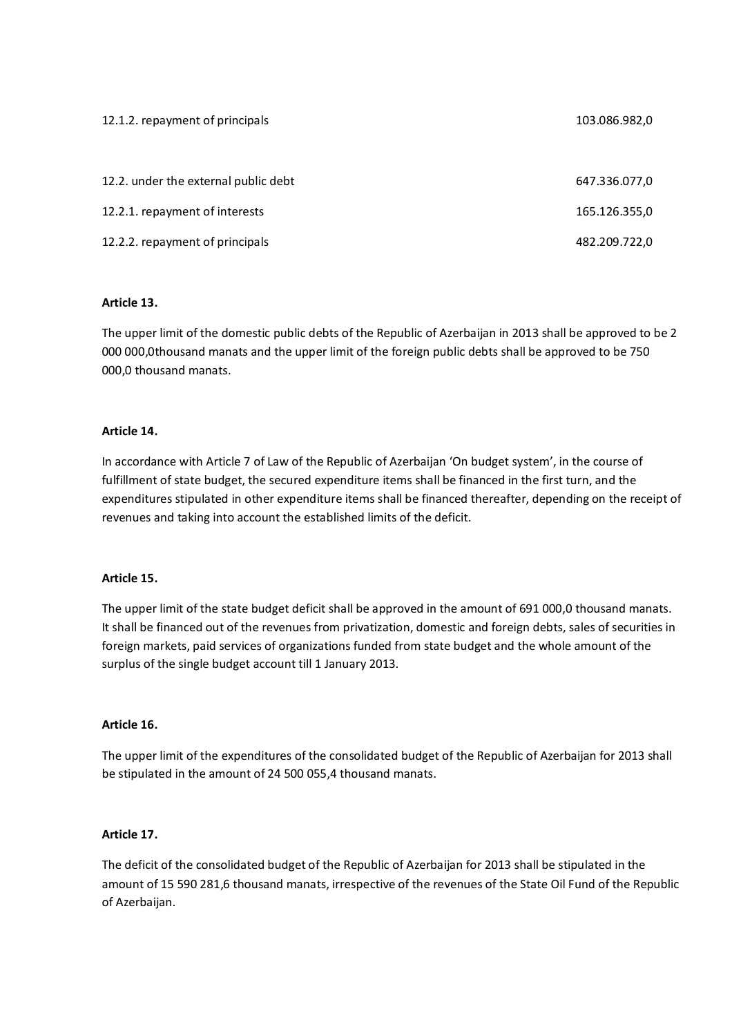| | |
|---|---|
| 12.1.2. repayment of principals | 103.086.982,0 |
| | |
| 12.2. under the external public debt | 647.336.077,0 |
| 12.2.1. repayment of interests | 165.126.355,0 |
| 12.2.2. repayment of principals | 482.209.722,0 |

**Article 13.**

The upper limit of the domestic public debts of the Republic of Azerbaijan in 2013 shall be approved to be 2 000 000,0thousand manats and the upper limit of the foreign public debts shall be approved to be 750 000,0 thousand manats.

**Article 14.**

In accordance with Article 7 of Law of the Republic of Azerbaijan 'On budget system', in the course of fulfillment of state budget, the secured expenditure items shall be financed in the first turn, and the expenditures stipulated in other expenditure items shall be financed thereafter, depending on the receipt of revenues and taking into account the established limits of the deficit.

**Article 15.**

The upper limit of the state budget deficit shall be approved in the amount of 691 000,0 thousand manats. It shall be financed out of the revenues from privatization, domestic and foreign debts, sales of securities in foreign markets, paid services of organizations funded from state budget and the whole amount of the surplus of the single budget account till 1 January 2013.

**Article 16.**

The upper limit of the expenditures of the consolidated budget of the Republic of Azerbaijan for 2013 shall be stipulated in the amount of 24 500 055,4 thousand manats.

**Article 17.**

The deficit of the consolidated budget of the Republic of Azerbaijan for 2013 shall be stipulated in the amount of 15 590 281,6 thousand manats, irrespective of the revenues of the State Oil Fund of the Republic of Azerbaijan.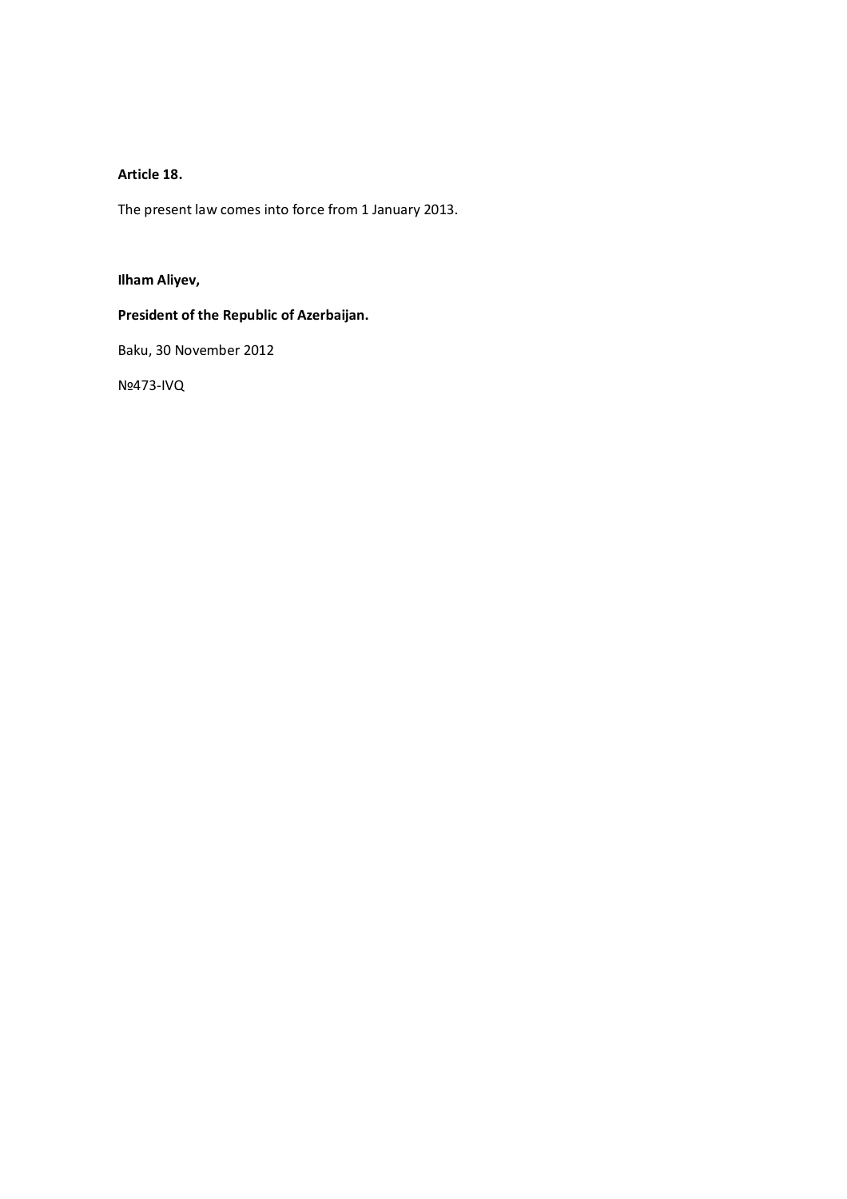**Article 18.**

The present law comes into force from 1 January 2013.

**Ilham Aliyev,**

**President of the Republic of Azerbaijan.**

Baku, 30 November 2012

№473-IVQ